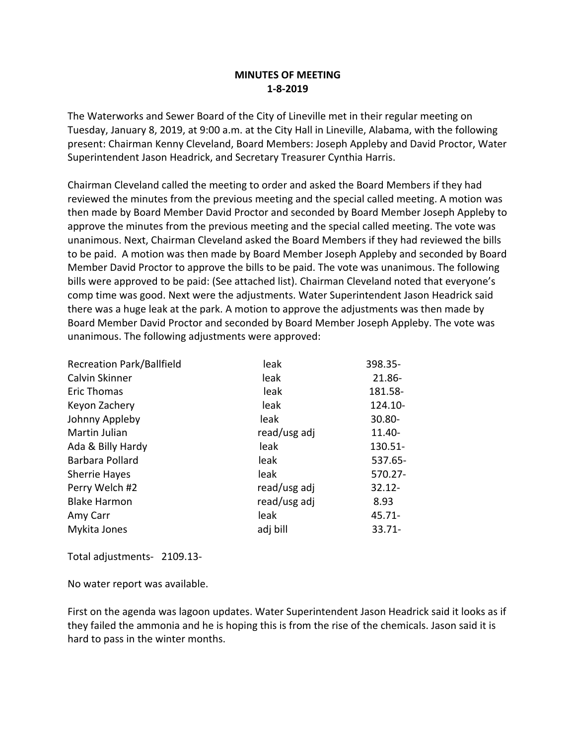# MINUTES OF MEETING
## 1-8-2019

The Waterworks and Sewer Board of the City of Lineville met in their regular meeting on Tuesday, January 8, 2019, at 9:00 a.m. at the City Hall in Lineville, Alabama, with the following present: Chairman Kenny Cleveland, Board Members: Joseph Appleby and David Proctor, Water Superintendent Jason Headrick, and Secretary Treasurer Cynthia Harris.

Chairman Cleveland called the meeting to order and asked the Board Members if they had reviewed the minutes from the previous meeting and the special called meeting. A motion was then made by Board Member David Proctor and seconded by Board Member Joseph Appleby to approve the minutes from the previous meeting and the special called meeting. The vote was unanimous. Next, Chairman Cleveland asked the Board Members if they had reviewed the bills to be paid. A motion was then made by Board Member Joseph Appleby and seconded by Board Member David Proctor to approve the bills to be paid. The vote was unanimous. The following bills were approved to be paid: (See attached list). Chairman Cleveland noted that everyone's comp time was good. Next were the adjustments. Water Superintendent Jason Headrick said there was a huge leak at the park. A motion to approve the adjustments was then made by Board Member David Proctor and seconded by Board Member Joseph Appleby. The vote was unanimous. The following adjustments were approved:

| | | |
|---|---|---|
| Recreation Park/Ballfield | leak | 398.35- |
| Calvin Skinner | leak | 21.86- |
| Eric Thomas | leak | 181.58- |
| Keyon Zachery | leak | 124.10- |
| Johnny Appleby | leak | 30.80- |
| Martin Julian | read/usg adj | 11.40- |
| Ada & Billy Hardy | leak | 130.51- |
| Barbara Pollard | leak | 537.65- |
| Sherrie Hayes | leak | 570.27- |
| Perry Welch #2 | read/usg adj | 32.12- |
| Blake Harmon | read/usg adj | 8.93 |
| Amy Carr | leak | 45.71- |
| Mykita Jones | adj bill | 33.71- |

Total adjustments- 2109.13-

No water report was available.

First on the agenda was lagoon updates. Water Superintendent Jason Headrick said it looks as if they failed the ammonia and he is hoping this is from the rise of the chemicals. Jason said it is hard to pass in the winter months.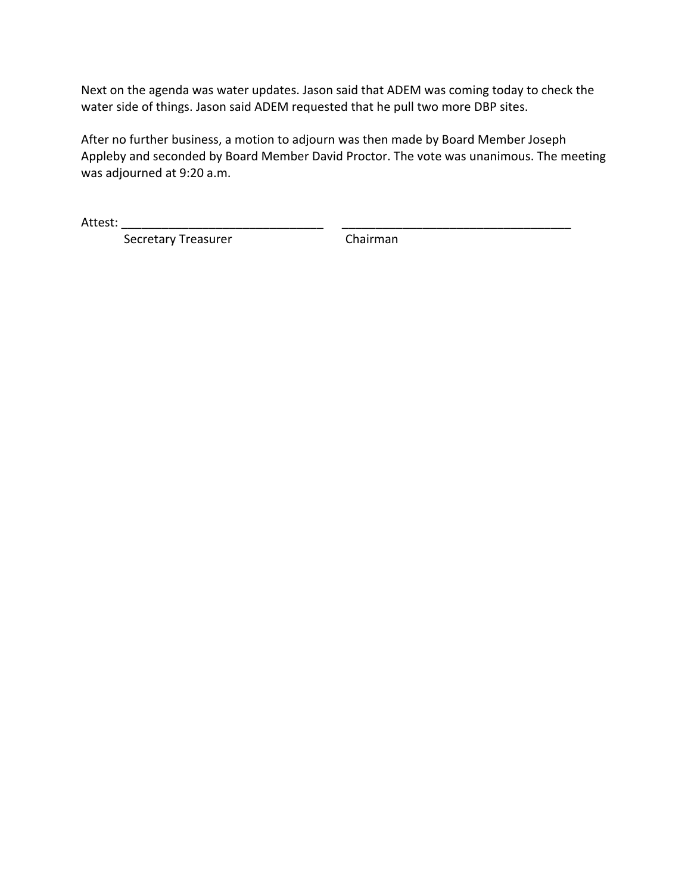Next on the agenda was water updates. Jason said that ADEM was coming today to check the water side of things. Jason said ADEM requested that he pull two more DBP sites.

After no further business, a motion to adjourn was then made by Board Member Joseph Appleby and seconded by Board Member David Proctor. The vote was unanimous. The meeting was adjourned at 9:20 a.m.

Attest: ______________________________ ___________________________________

Secretary Treasurer Chairman